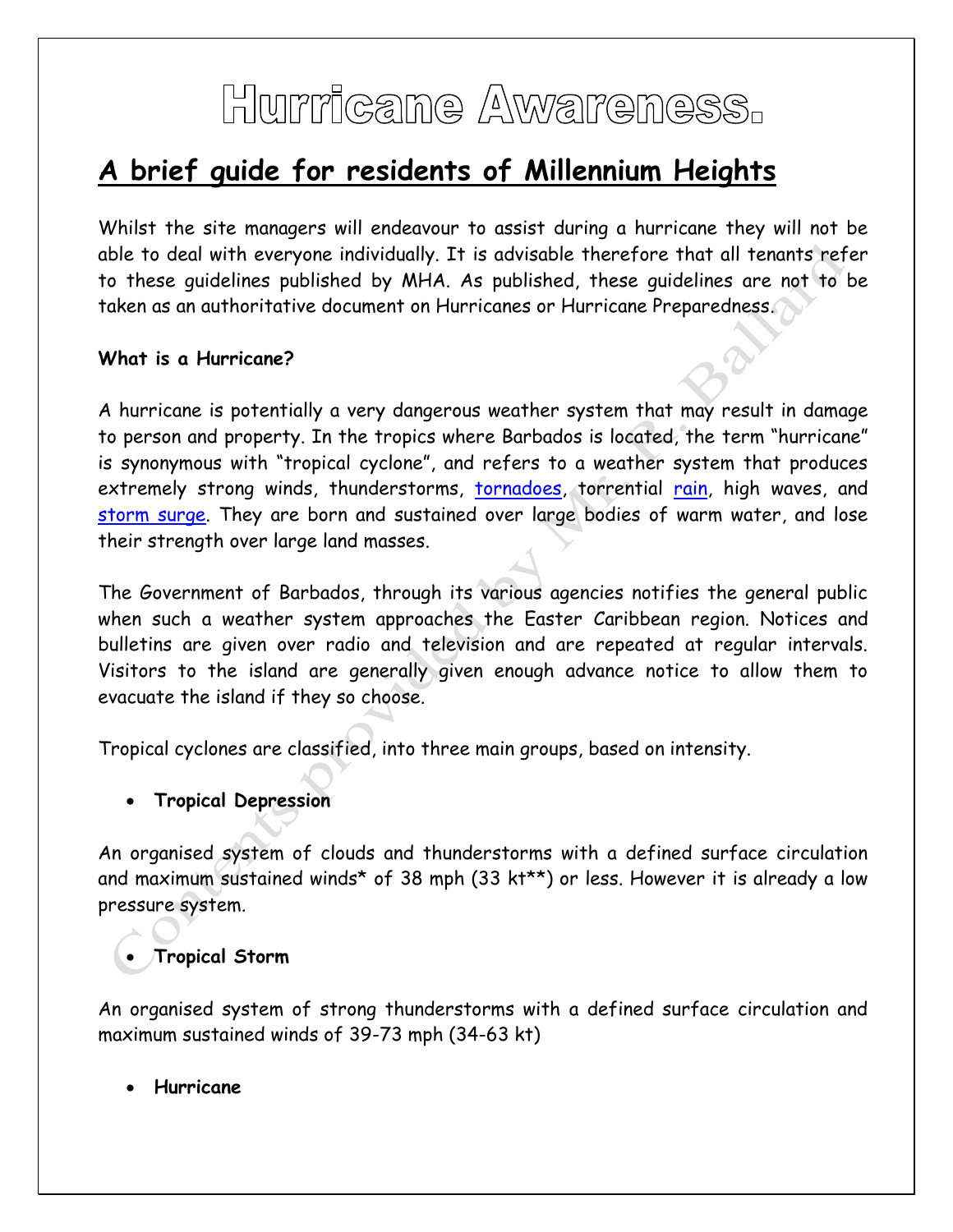# Hurricane Awareness.

## A brief guide for residents of Millennium Heights

Whilst the site managers will endeavour to assist during a hurricane they will not be able to deal with everyone individually. It is advisable therefore that all tenants refer to these guidelines published by MHA. As published, these guidelines are not to be taken as an authoritative document on Hurricanes or Hurricane Preparedness.

**What is a Hurricane?**

A hurricane is potentially a very dangerous weather system that may result in damage to person and property. In the tropics where Barbados is located, the term "hurricane" is synonymous with "tropical cyclone", and refers to a weather system that produces extremely strong winds, thunderstorms, tornadoes, torrential rain, high waves, and storm surge. They are born and sustained over large bodies of warm water, and lose their strength over large land masses.

The Government of Barbados, through its various agencies notifies the general public when such a weather system approaches the Easter Caribbean region. Notices and bulletins are given over radio and television and are repeated at regular intervals. Visitors to the island are generally given enough advance notice to allow them to evacuate the island if they so choose.

Tropical cyclones are classified, into three main groups, based on intensity.

- **Tropical Depression**

An organised system of clouds and thunderstorms with a defined surface circulation and maximum sustained winds* of 38 mph (33 kt**) or less. However it is already a low pressure system.

- **Tropical Storm**

An organised system of strong thunderstorms with a defined surface circulation and maximum sustained winds of 39-73 mph (34-63 kt)

- **Hurricane**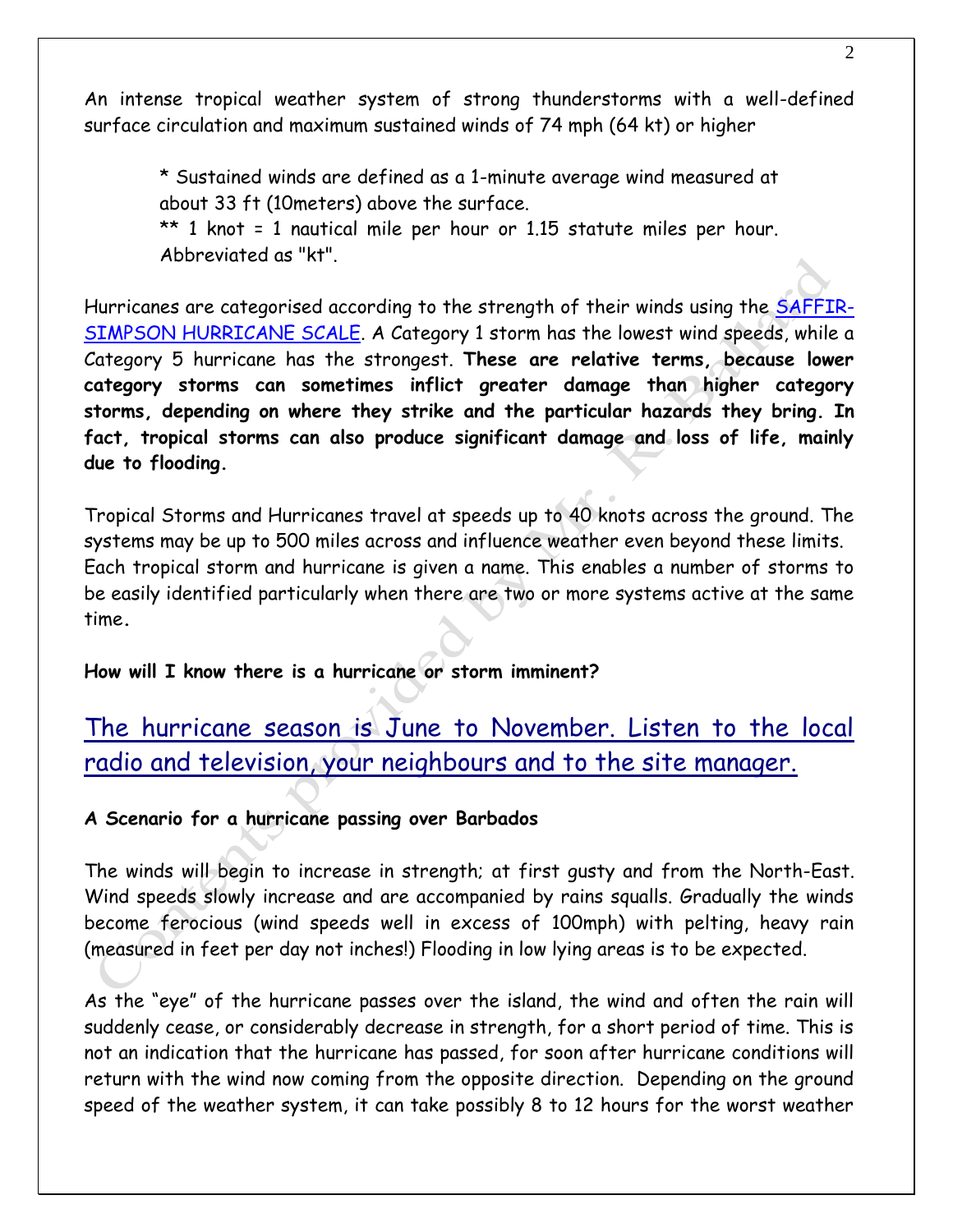An intense tropical weather system of strong thunderstorms with a well-defined surface circulation and maximum sustained winds of 74 mph (64 kt) or higher

> * Sustained winds are defined as a 1-minute average wind measured at about 33 ft (10meters) above the surface.
> ** 1 knot = 1 nautical mile per hour or 1.15 statute miles per hour. Abbreviated as "kt".

Hurricanes are categorised according to the strength of their winds using the SAFFIR-SIMPSON HURRICANE SCALE. A Category 1 storm has the lowest wind speeds, while a Category 5 hurricane has the strongest. **These are relative terms, because lower category storms can sometimes inflict greater damage than higher category storms, depending on where they strike and the particular hazards they bring. In fact, tropical storms can also produce significant damage and loss of life, mainly due to flooding.**

Tropical Storms and Hurricanes travel at speeds up to 40 knots across the ground. The systems may be up to 500 miles across and influence weather even beyond these limits. Each tropical storm and hurricane is given a name. This enables a number of storms to be easily identified particularly when there are two or more systems active at the same time.

**How will I know there is a hurricane or storm imminent?**

## The hurricane season is June to November. Listen to the local radio and television, your neighbours and to the site manager.

**A Scenario for a hurricane passing over Barbados**

The winds will begin to increase in strength; at first gusty and from the North-East. Wind speeds slowly increase and are accompanied by rains squalls. Gradually the winds become ferocious (wind speeds well in excess of 100mph) with pelting, heavy rain (measured in feet per day not inches!) Flooding in low lying areas is to be expected.

As the "eye" of the hurricane passes over the island, the wind and often the rain will suddenly cease, or considerably decrease in strength, for a short period of time. This is not an indication that the hurricane has passed, for soon after hurricane conditions will return with the wind now coming from the opposite direction. Depending on the ground speed of the weather system, it can take possibly 8 to 12 hours for the worst weather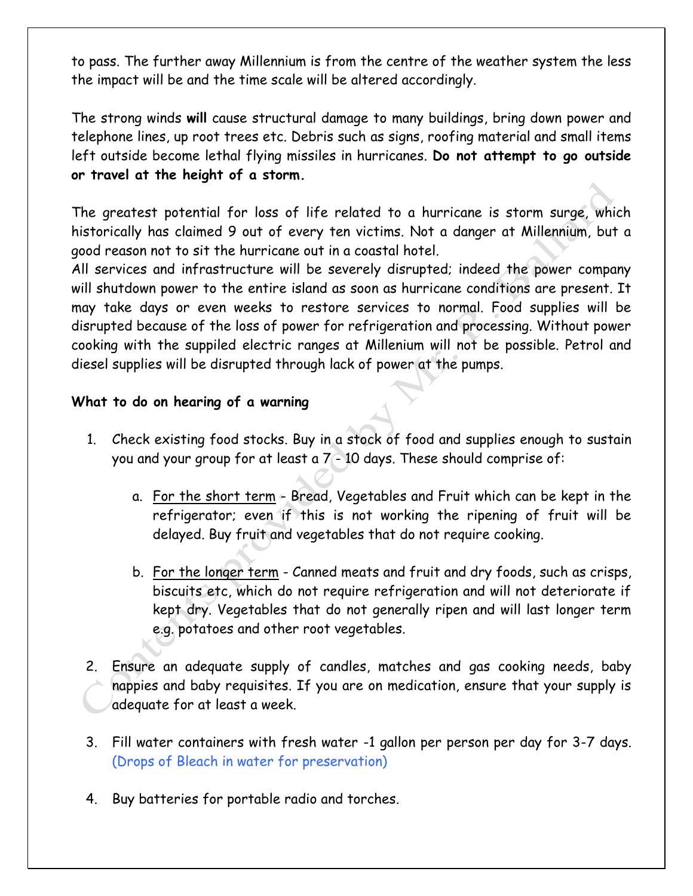to pass. The further away Millennium is from the centre of the weather system the less the impact will be and the time scale will be altered accordingly.

The strong winds **will** cause structural damage to many buildings, bring down power and telephone lines, up root trees etc. Debris such as signs, roofing material and small items left outside become lethal flying missiles in hurricanes. **Do not attempt to go outside or travel at the height of a storm.**

The greatest potential for loss of life related to a hurricane is storm surge, which historically has claimed 9 out of every ten victims. Not a danger at Millennium, but a good reason not to sit the hurricane out in a coastal hotel.
All services and infrastructure will be severely disrupted; indeed the power company will shutdown power to the entire island as soon as hurricane conditions are present. It may take days or even weeks to restore services to normal. Food supplies will be disrupted because of the loss of power for refrigeration and processing. Without power cooking with the suppiled electric ranges at Millenium will not be possible. Petrol and diesel supplies will be disrupted through lack of power at the pumps.

**What to do on hearing of a warning**

1. Check existing food stocks. Buy in a stock of food and supplies enough to sustain you and your group for at least a 7 - 10 days. These should comprise of:

    a. For the short term - Bread, Vegetables and Fruit which can be kept in the refrigerator; even if this is not working the ripening of fruit will be delayed. Buy fruit and vegetables that do not require cooking.

    b. For the longer term - Canned meats and fruit and dry foods, such as crisps, biscuits etc, which do not require refrigeration and will not deteriorate if kept dry. Vegetables that do not generally ripen and will last longer term e.g. potatoes and other root vegetables.

2. Ensure an adequate supply of candles, matches and gas cooking needs, baby nappies and baby requisites. If you are on medication, ensure that your supply is adequate for at least a week.

3. Fill water containers with fresh water -1 gallon per person per day for 3-7 days. (Drops of Bleach in water for preservation)

4. Buy batteries for portable radio and torches.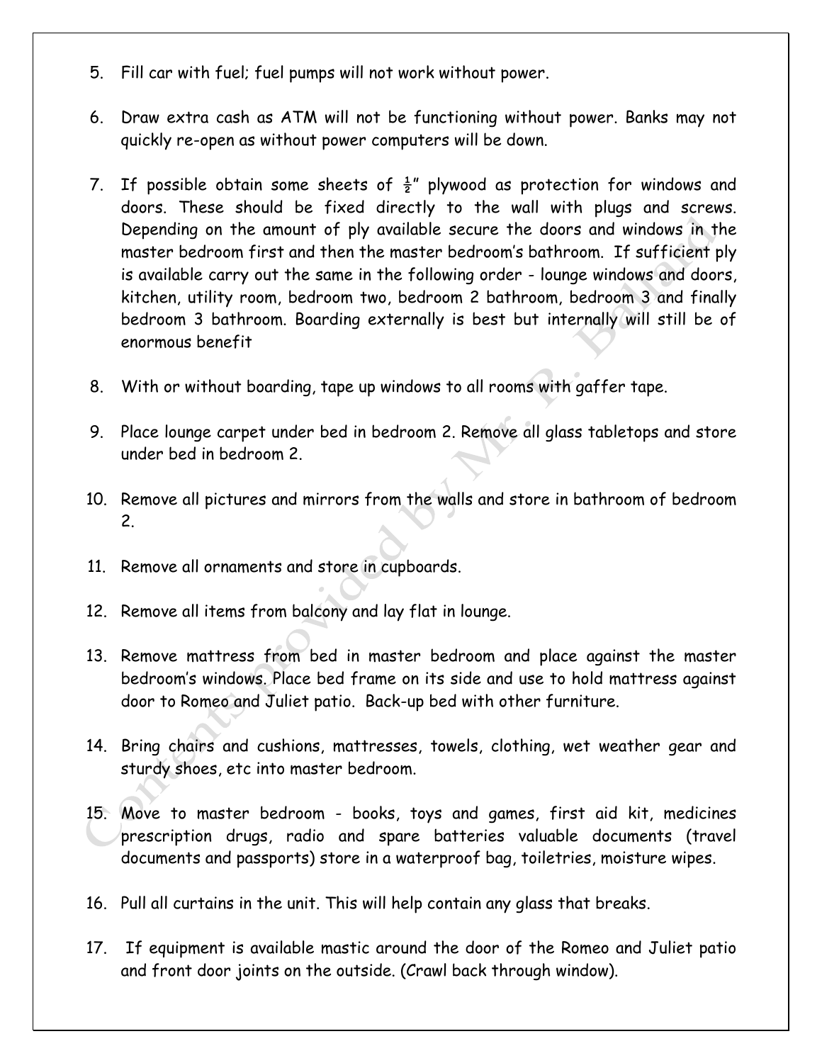5. Fill car with fuel; fuel pumps will not work without power.

6. Draw extra cash as ATM will not be functioning without power. Banks may not quickly re-open as without power computers will be down.

7. If possible obtain some sheets of ½" plywood as protection for windows and doors. These should be fixed directly to the wall with plugs and screws. Depending on the amount of ply available secure the doors and windows in the master bedroom first and then the master bedroom's bathroom. If sufficient ply is available carry out the same in the following order - lounge windows and doors, kitchen, utility room, bedroom two, bedroom 2 bathroom, bedroom 3 and finally bedroom 3 bathroom. Boarding externally is best but internally will still be of enormous benefit

8. With or without boarding, tape up windows to all rooms with gaffer tape.

9. Place lounge carpet under bed in bedroom 2. Remove all glass tabletops and store under bed in bedroom 2.

10. Remove all pictures and mirrors from the walls and store in bathroom of bedroom 2.

11. Remove all ornaments and store in cupboards.

12. Remove all items from balcony and lay flat in lounge.

13. Remove mattress from bed in master bedroom and place against the master bedroom's windows. Place bed frame on its side and use to hold mattress against door to Romeo and Juliet patio. Back-up bed with other furniture.

14. Bring chairs and cushions, mattresses, towels, clothing, wet weather gear and sturdy shoes, etc into master bedroom.

15. Move to master bedroom - books, toys and games, first aid kit, medicines prescription drugs, radio and spare batteries valuable documents (travel documents and passports) store in a waterproof bag, toiletries, moisture wipes.

16. Pull all curtains in the unit. This will help contain any glass that breaks.

17. If equipment is available mastic around the door of the Romeo and Juliet patio and front door joints on the outside. (Crawl back through window).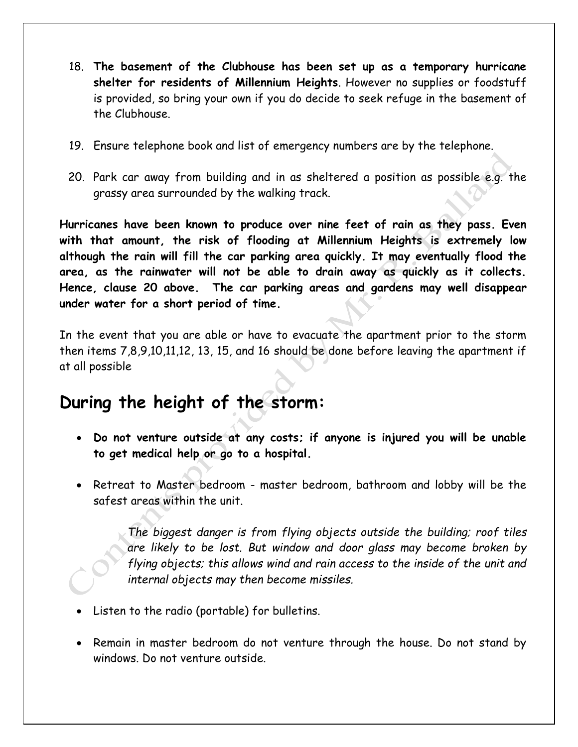18. **The basement of the Clubhouse has been set up as a temporary hurricane shelter for residents of Millennium Heights**. However no supplies or foodstuff is provided, so bring your own if you do decide to seek refuge in the basement of the Clubhouse.

19. Ensure telephone book and list of emergency numbers are by the telephone.

20. Park car away from building and in as sheltered a position as possible e.g. the grassy area surrounded by the walking track.

**Hurricanes have been known to produce over nine feet of rain as they pass. Even with that amount, the risk of flooding at Millennium Heights is extremely low although the rain will fill the car parking area quickly. It may eventually flood the area, as the rainwater will not be able to drain away as quickly as it collects. Hence, clause 20 above. The car parking areas and gardens may well disappear under water for a short period of time.**

In the event that you are able or have to evacuate the apartment prior to the storm then items 7,8,9,10,11,12, 13, 15, and 16 should be done before leaving the apartment if at all possible

## During the height of the storm:

- **Do not venture outside at any costs; if anyone is injured you will be unable to get medical help or go to a hospital.**

- Retreat to Master bedroom - master bedroom, bathroom and lobby will be the safest areas within the unit.

  *The biggest danger is from flying objects outside the building; roof tiles are likely to be lost. But window and door glass may become broken by flying objects; this allows wind and rain access to the inside of the unit and internal objects may then become missiles.*

- Listen to the radio (portable) for bulletins.

- Remain in master bedroom do not venture through the house. Do not stand by windows. Do not venture outside.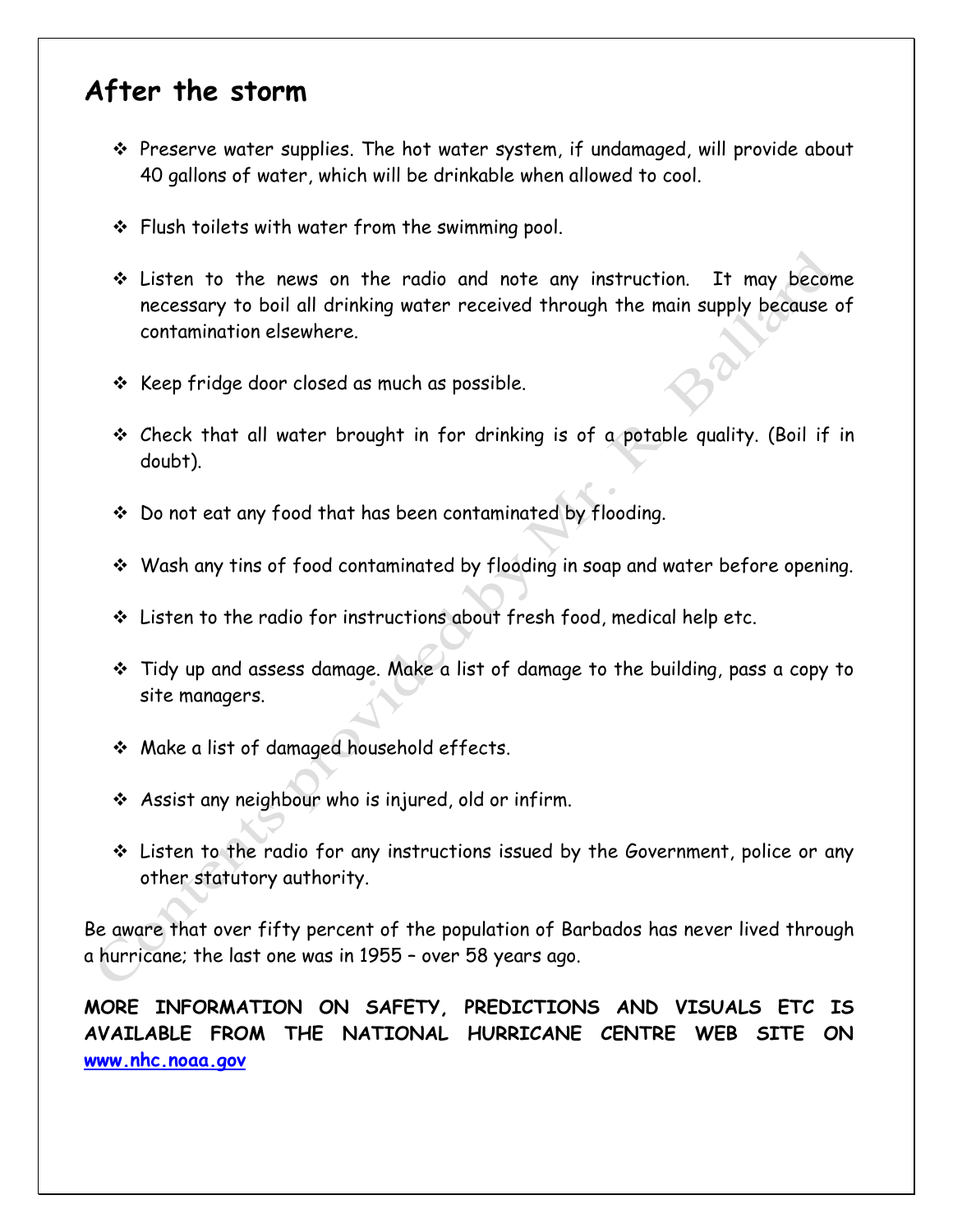## After the storm

- Preserve water supplies. The hot water system, if undamaged, will provide about 40 gallons of water, which will be drinkable when allowed to cool.
- Flush toilets with water from the swimming pool.
- Listen to the news on the radio and note any instruction. It may become necessary to boil all drinking water received through the main supply because of contamination elsewhere.
- Keep fridge door closed as much as possible.
- Check that all water brought in for drinking is of a potable quality. (Boil if in doubt).
- Do not eat any food that has been contaminated by flooding.
- Wash any tins of food contaminated by flooding in soap and water before opening.
- Listen to the radio for instructions about fresh food, medical help etc.
- Tidy up and assess damage. Make a list of damage to the building, pass a copy to site managers.
- Make a list of damaged household effects.
- Assist any neighbour who is injured, old or infirm.
- Listen to the radio for any instructions issued by the Government, police or any other statutory authority.

Be aware that over fifty percent of the population of Barbados has never lived through a hurricane; the last one was in 1955 – over 58 years ago.

**MORE INFORMATION ON SAFETY, PREDICTIONS AND VISUALS ETC IS AVAILABLE FROM THE NATIONAL HURRICANE CENTRE WEB SITE ON [www.nhc.noaa.gov](http://www.nhc.noaa.gov)**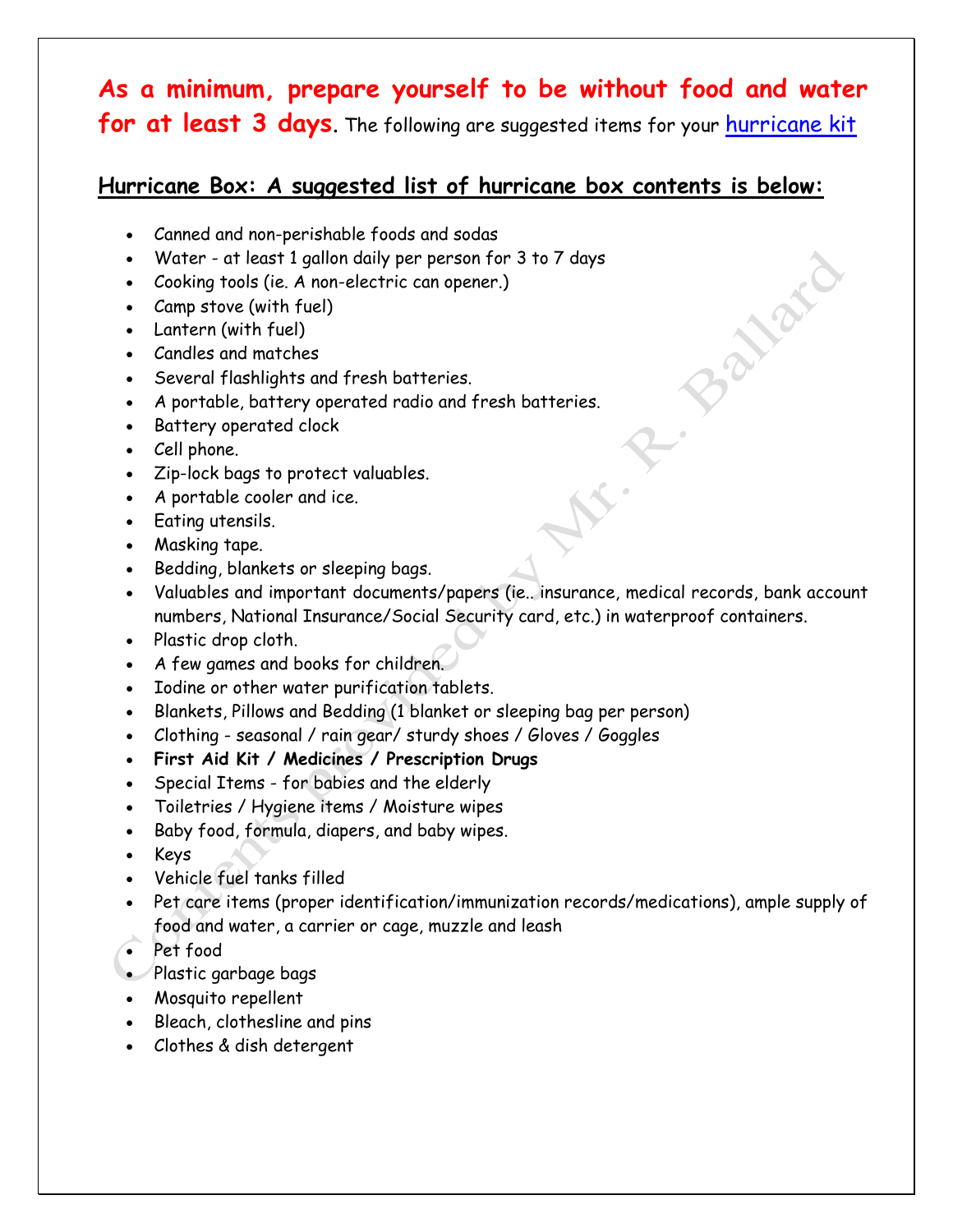**As a minimum, prepare yourself to be without food and water for at least 3 days.** The following are suggested items for your hurricane kit

## Hurricane Box: A suggested list of hurricane box contents is below:

- Canned and non-perishable foods and sodas
- Water - at least 1 gallon daily per person for 3 to 7 days
- Cooking tools (ie. A non-electric can opener.)
- Camp stove (with fuel)
- Lantern (with fuel)
- Candles and matches
- Several flashlights and fresh batteries.
- A portable, battery operated radio and fresh batteries.
- Battery operated clock
- Cell phone.
- Zip-lock bags to protect valuables.
- A portable cooler and ice.
- Eating utensils.
- Masking tape.
- Bedding, blankets or sleeping bags.
- Valuables and important documents/papers (ie.. insurance, medical records, bank account numbers, National Insurance/Social Security card, etc.) in waterproof containers.
- Plastic drop cloth.
- A few games and books for children.
- Iodine or other water purification tablets.
- Blankets, Pillows and Bedding (1 blanket or sleeping bag per person)
- Clothing - seasonal / rain gear/ sturdy shoes / Gloves / Goggles
- **First Aid Kit / Medicines / Prescription Drugs**
- Special Items - for babies and the elderly
- Toiletries / Hygiene items / Moisture wipes
- Baby food, formula, diapers, and baby wipes.
- Keys
- Vehicle fuel tanks filled
- Pet care items (proper identification/immunization records/medications), ample supply of food and water, a carrier or cage, muzzle and leash
- Pet food
- Plastic garbage bags
- Mosquito repellent
- Bleach, clothesline and pins
- Clothes & dish detergent